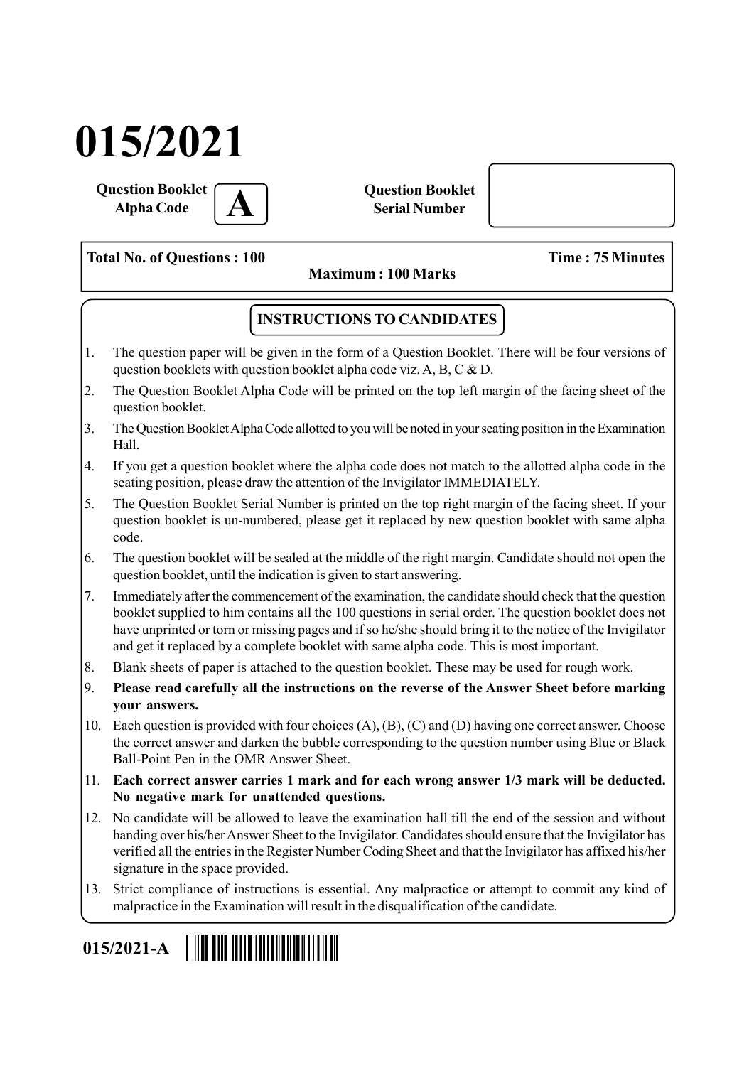# 015/2021

**Question Booklet Alpha Code** **A**

**Question Booklet Serial Number**

**Total No. of Questions : 100** | **Time : 75 Minutes**

**Maximum : 100 Marks**

## INSTRUCTIONS TO CANDIDATES

1. The question paper will be given in the form of a Question Booklet. There will be four versions of question booklets with question booklet alpha code viz. A, B, C & D.
2. The Question Booklet Alpha Code will be printed on the top left margin of the facing sheet of the question booklet.
3. The Question Booklet Alpha Code allotted to you will be noted in your seating position in the Examination Hall.
4. If you get a question booklet where the alpha code does not match to the allotted alpha code in the seating position, please draw the attention of the Invigilator IMMEDIATELY.
5. The Question Booklet Serial Number is printed on the top right margin of the facing sheet. If your question booklet is un-numbered, please get it replaced by new question booklet with same alpha code.
6. The question booklet will be sealed at the middle of the right margin. Candidate should not open the question booklet, until the indication is given to start answering.
7. Immediately after the commencement of the examination, the candidate should check that the question booklet supplied to him contains all the 100 questions in serial order. The question booklet does not have unprinted or torn or missing pages and if so he/she should bring it to the notice of the Invigilator and get it replaced by a complete booklet with same alpha code. This is most important.
8. Blank sheets of paper is attached to the question booklet. These may be used for rough work.
9. **Please read carefully all the instructions on the reverse of the Answer Sheet before marking your answers.**
10. Each question is provided with four choices (A), (B), (C) and (D) having one correct answer. Choose the correct answer and darken the bubble corresponding to the question number using Blue or Black Ball-Point Pen in the OMR Answer Sheet.
11. **Each correct answer carries 1 mark and for each wrong answer 1/3 mark will be deducted. No negative mark for unattended questions.**
12. No candidate will be allowed to leave the examination hall till the end of the session and without handing over his/her Answer Sheet to the Invigilator. Candidates should ensure that the Invigilator has verified all the entries in the Register Number Coding Sheet and that the Invigilator has affixed his/her signature in the space provided.
13. Strict compliance of instructions is essential. Any malpractice or attempt to commit any kind of malpractice in the Examination will result in the disqualification of the candidate.

**015/2021-A**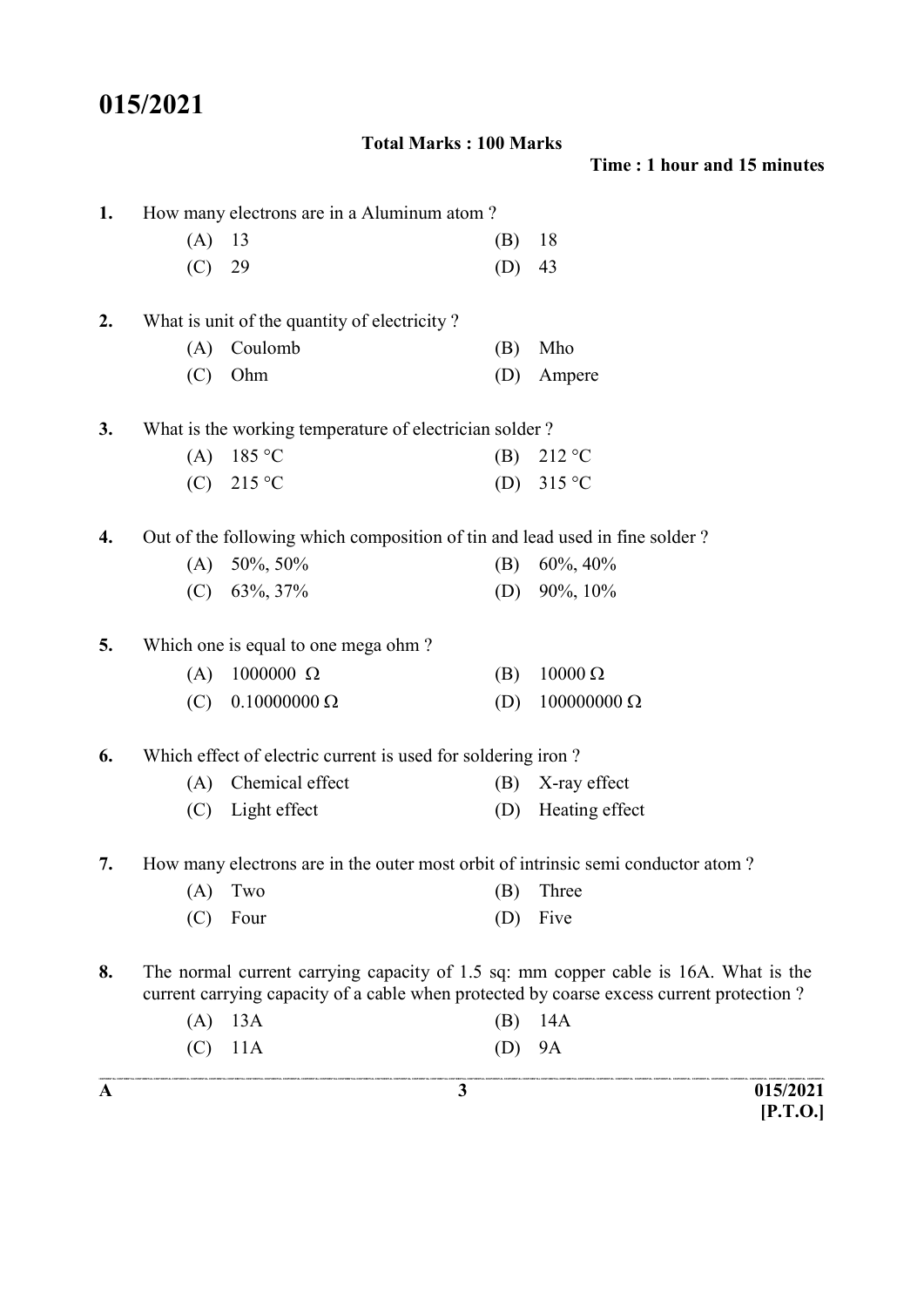# 015/2021

**Total Marks : 100 Marks**

**Time : 1 hour and 15 minutes**

1. How many electrons are in a Aluminum atom ?
   - (A) 13
   - (B) 18
   - (C) 29
   - (D) 43

2. What is unit of the quantity of electricity ?
   - (A) Coulomb
   - (B) Mho
   - (C) Ohm
   - (D) Ampere

3. What is the working temperature of electrician solder ?
   - (A) 185 °C
   - (B) 212 °C
   - (C) 215 °C
   - (D) 315 °C

4. Out of the following which composition of tin and lead used in fine solder ?
   - (A) 50%, 50%
   - (B) 60%, 40%
   - (C) 63%, 37%
   - (D) 90%, 10%

5. Which one is equal to one mega ohm ?
   - (A) 1000000 Ω
   - (B) 10000 Ω
   - (C) 0.10000000 Ω
   - (D) 100000000 Ω

6. Which effect of electric current is used for soldering iron ?
   - (A) Chemical effect
   - (B) X-ray effect
   - (C) Light effect
   - (D) Heating effect

7. How many electrons are in the outer most orbit of intrinsic semi conductor atom ?
   - (A) Two
   - (B) Three
   - (C) Four
   - (D) Five

8. The normal current carrying capacity of 1.5 sq: mm copper cable is 16A. What is the current carrying capacity of a cable when protected by coarse excess current protection ?
   - (A) 13A
   - (B) 14A
   - (C) 11A
   - (D) 9A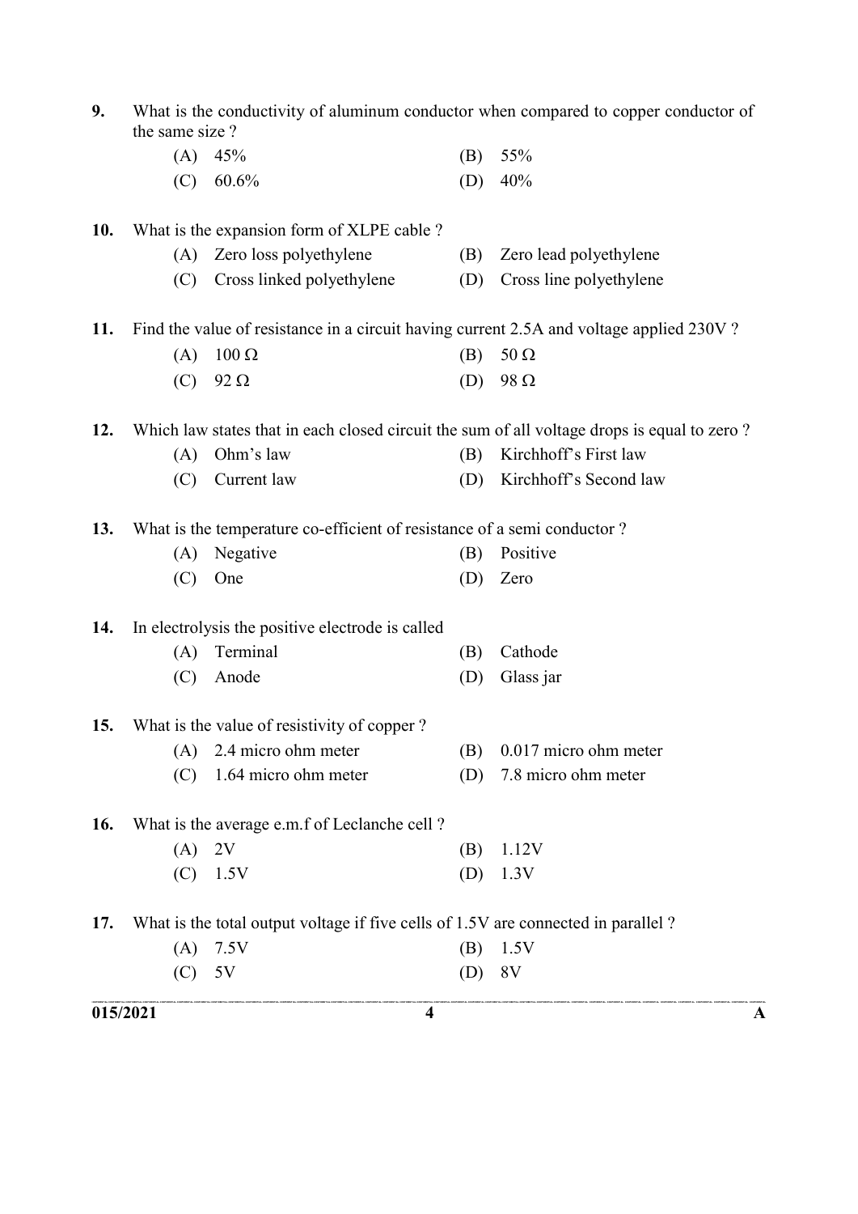9. What is the conductivity of aluminum conductor when compared to copper conductor of the same size ?

   (A) 45%  
   (B) 55%  
   (C) 60.6%  
   (D) 40%

10. What is the expansion form of XLPE cable ?

    (A) Zero loss polyethylene  
    (B) Zero lead polyethylene  
    (C) Cross linked polyethylene  
    (D) Cross line polyethylene

11. Find the value of resistance in a circuit having current 2.5A and voltage applied 230V ?

    (A) 100 Ω  
    (B) 50 Ω  
    (C) 92 Ω  
    (D) 98 Ω

12. Which law states that in each closed circuit the sum of all voltage drops is equal to zero ?

    (A) Ohm's law  
    (B) Kirchhoff's First law  
    (C) Current law  
    (D) Kirchhoff's Second law

13. What is the temperature co-efficient of resistance of a semi conductor ?

    (A) Negative  
    (B) Positive  
    (C) One  
    (D) Zero

14. In electrolysis the positive electrode is called

    (A) Terminal  
    (B) Cathode  
    (C) Anode  
    (D) Glass jar

15. What is the value of resistivity of copper ?

    (A) 2.4 micro ohm meter  
    (B) 0.017 micro ohm meter  
    (C) 1.64 micro ohm meter  
    (D) 7.8 micro ohm meter

16. What is the average e.m.f of Leclanche cell ?

    (A) 2V  
    (B) 1.12V  
    (C) 1.5V  
    (D) 1.3V

17. What is the total output voltage if five cells of 1.5V are connected in parallel ?

    (A) 7.5V  
    (B) 1.5V  
    (C) 5V  
    (D) 8V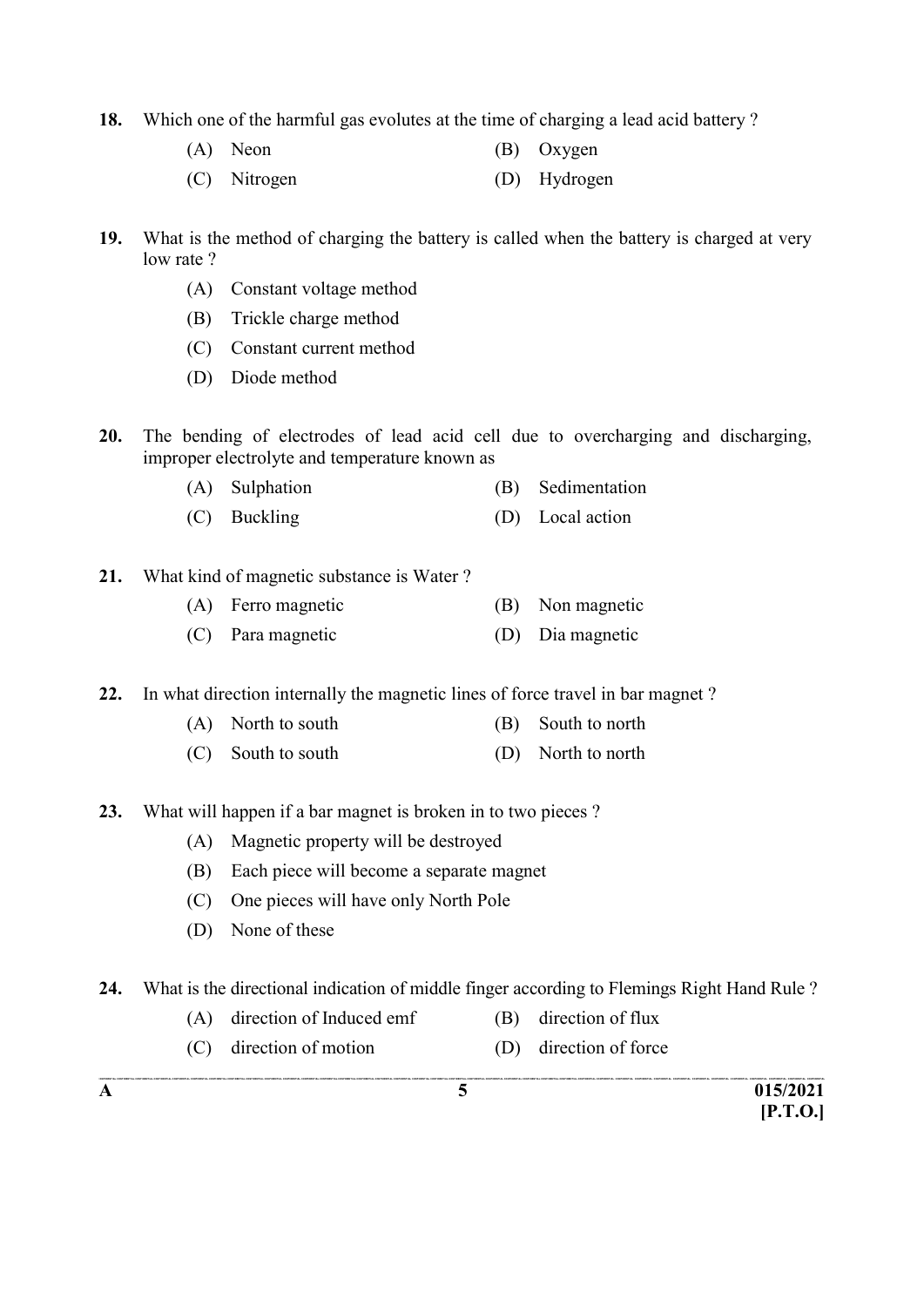18. Which one of the harmful gas evolutes at the time of charging a lead acid battery ?

(A) Neon
(B) Oxygen
(C) Nitrogen
(D) Hydrogen

19. What is the method of charging the battery is called when the battery is charged at very low rate ?

(A) Constant voltage method
(B) Trickle charge method
(C) Constant current method
(D) Diode method

20. The bending of electrodes of lead acid cell due to overcharging and discharging, improper electrolyte and temperature known as

(A) Sulphation
(B) Sedimentation
(C) Buckling
(D) Local action

21. What kind of magnetic substance is Water ?

(A) Ferro magnetic
(B) Non magnetic
(C) Para magnetic
(D) Dia magnetic

22. In what direction internally the magnetic lines of force travel in bar magnet ?

(A) North to south
(B) South to north
(C) South to south
(D) North to north

23. What will happen if a bar magnet is broken in to two pieces ?

(A) Magnetic property will be destroyed
(B) Each piece will become a separate magnet
(C) One pieces will have only North Pole
(D) None of these

24. What is the directional indication of middle finger according to Flemings Right Hand Rule ?

(A) direction of Induced emf
(B) direction of flux
(C) direction of motion
(D) direction of force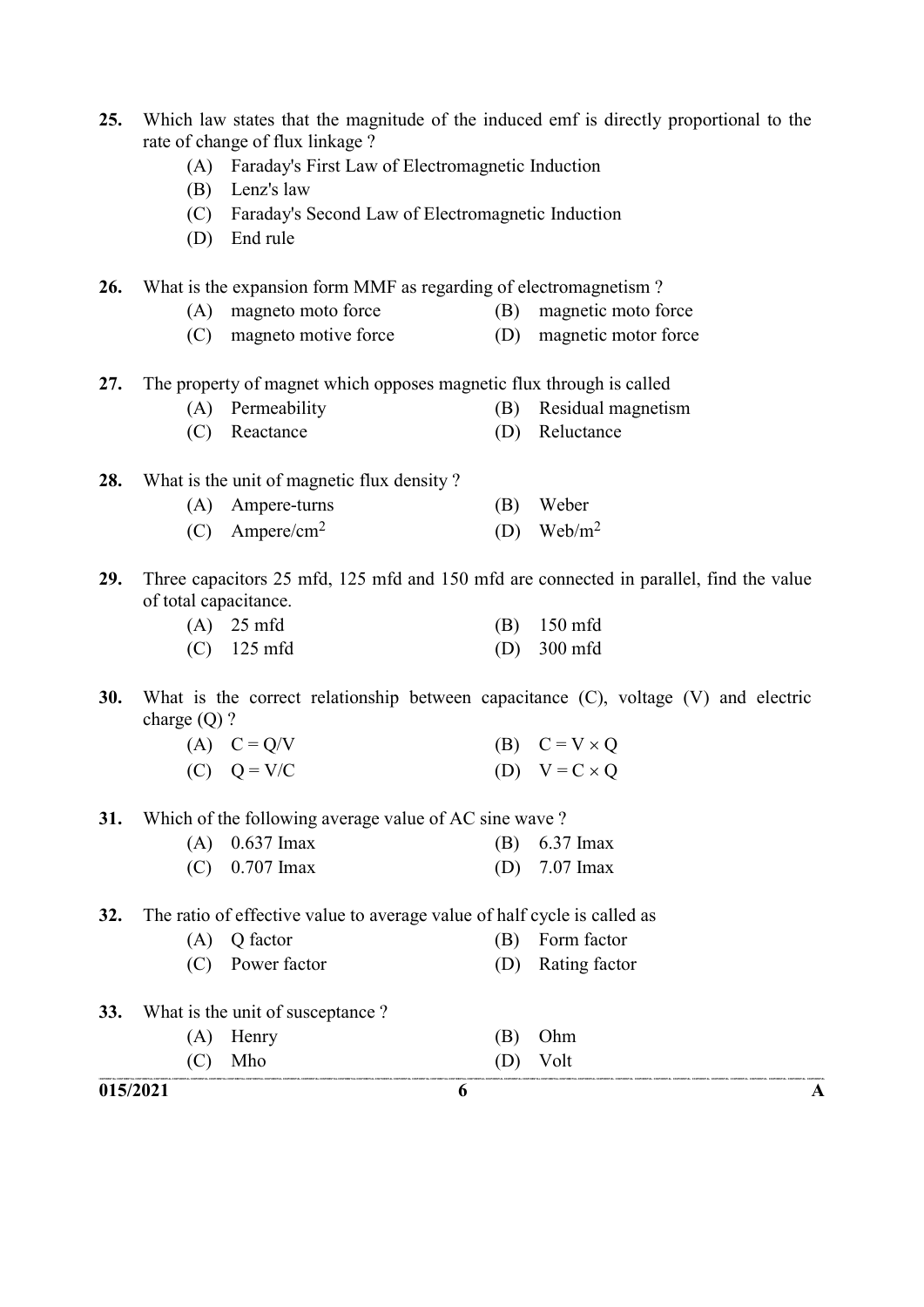25. Which law states that the magnitude of the induced emf is directly proportional to the rate of change of flux linkage ?

   (A) Faraday's First Law of Electromagnetic Induction
   (B) Lenz's law
   (C) Faraday's Second Law of Electromagnetic Induction
   (D) End rule

26. What is the expansion form MMF as regarding of electromagnetism ?

   (A) magneto moto force
   (B) magnetic moto force
   (C) magneto motive force
   (D) magnetic motor force

27. The property of magnet which opposes magnetic flux through is called

   (A) Permeability
   (B) Residual magnetism
   (C) Reactance
   (D) Reluctance

28. What is the unit of magnetic flux density ?

   (A) Ampere-turns
   (B) Weber
   (C) Ampere/$cm^2$
   (D) Web/$m^2$

29. Three capacitors 25 mfd, 125 mfd and 150 mfd are connected in parallel, find the value of total capacitance.

   (A) 25 mfd
   (B) 150 mfd
   (C) 125 mfd
   (D) 300 mfd

30. What is the correct relationship between capacitance (C), voltage (V) and electric charge (Q) ?

   (A) $C = Q/V$
   (B) $C = V \times Q$
   (C) $Q = V/C$
   (D) $V = C \times Q$

31. Which of the following average value of AC sine wave ?

   (A) 0.637 Imax
   (B) 6.37 Imax
   (C) 0.707 Imax
   (D) 7.07 Imax

32. The ratio of effective value to average value of half cycle is called as

   (A) Q factor
   (B) Form factor
   (C) Power factor
   (D) Rating factor

33. What is the unit of susceptance ?

   (A) Henry
   (B) Ohm
   (C) Mho
   (D) Volt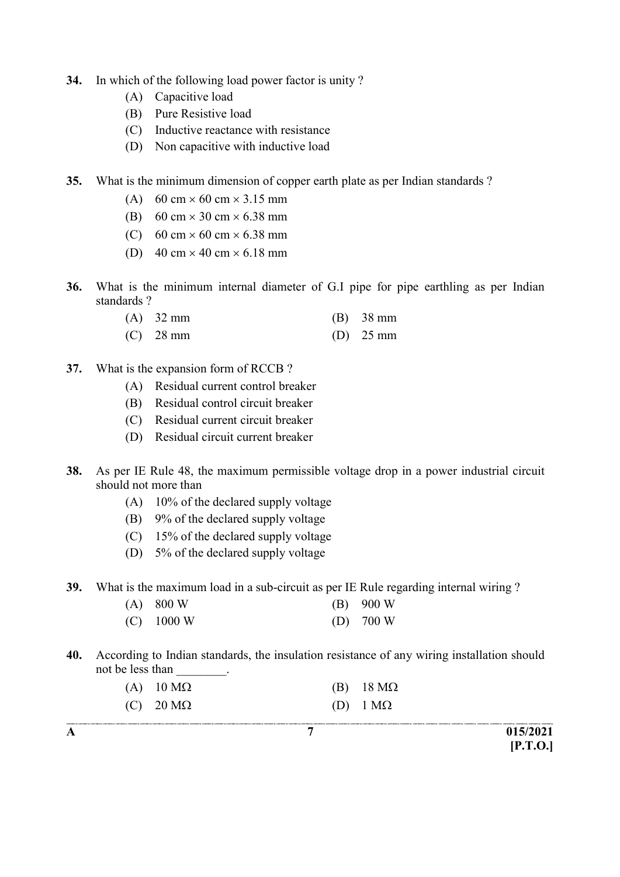34. In which of the following load power factor is unity ?

(A) Capacitive load
(B) Pure Resistive load
(C) Inductive reactance with resistance
(D) Non capacitive with inductive load

35. What is the minimum dimension of copper earth plate as per Indian standards ?

(A) 60 cm × 60 cm × 3.15 mm
(B) 60 cm × 30 cm × 6.38 mm
(C) 60 cm × 60 cm × 6.38 mm
(D) 40 cm × 40 cm × 6.18 mm

36. What is the minimum internal diameter of G.I pipe for pipe earthling as per Indian standards ?

(A) 32 mm
(B) 38 mm
(C) 28 mm
(D) 25 mm

37. What is the expansion form of RCCB ?

(A) Residual current control breaker
(B) Residual control circuit breaker
(C) Residual current circuit breaker
(D) Residual circuit current breaker

38. As per IE Rule 48, the maximum permissible voltage drop in a power industrial circuit should not more than

(A) 10% of the declared supply voltage
(B) 9% of the declared supply voltage
(C) 15% of the declared supply voltage
(D) 5% of the declared supply voltage

39. What is the maximum load in a sub-circuit as per IE Rule regarding internal wiring ?

(A) 800 W
(B) 900 W
(C) 1000 W
(D) 700 W

40. According to Indian standards, the insulation resistance of any wiring installation should not be less than ________.

(A) 10 MΩ
(B) 18 MΩ
(C) 20 MΩ
(D) 1 MΩ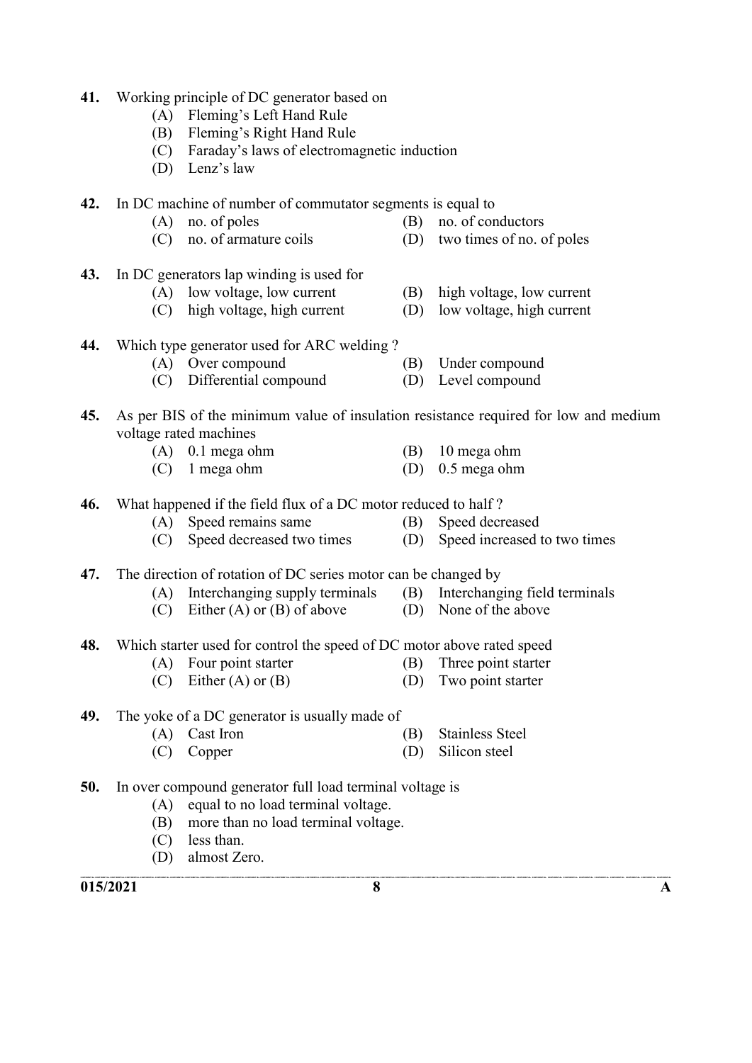41. Working principle of DC generator based on
    (A) Fleming's Left Hand Rule
    (B) Fleming's Right Hand Rule
    (C) Faraday's laws of electromagnetic induction
    (D) Lenz's law

42. In DC machine of number of commutator segments is equal to
    (A) no. of poles
    (B) no. of conductors
    (C) no. of armature coils
    (D) two times of no. of poles

43. In DC generators lap winding is used for
    (A) low voltage, low current
    (B) high voltage, low current
    (C) high voltage, high current
    (D) low voltage, high current

44. Which type generator used for ARC welding ?
    (A) Over compound
    (B) Under compound
    (C) Differential compound
    (D) Level compound

45. As per BIS of the minimum value of insulation resistance required for low and medium voltage rated machines
    (A) 0.1 mega ohm
    (B) 10 mega ohm
    (C) 1 mega ohm
    (D) 0.5 mega ohm

46. What happened if the field flux of a DC motor reduced to half ?
    (A) Speed remains same
    (B) Speed decreased
    (C) Speed decreased two times
    (D) Speed increased to two times

47. The direction of rotation of DC series motor can be changed by
    (A) Interchanging supply terminals
    (B) Interchanging field terminals
    (C) Either (A) or (B) of above
    (D) None of the above

48. Which starter used for control the speed of DC motor above rated speed
    (A) Four point starter
    (B) Three point starter
    (C) Either (A) or (B)
    (D) Two point starter

49. The yoke of a DC generator is usually made of
    (A) Cast Iron
    (B) Stainless Steel
    (C) Copper
    (D) Silicon steel

50. In over compound generator full load terminal voltage is
    (A) equal to no load terminal voltage.
    (B) more than no load terminal voltage.
    (C) less than.
    (D) almost Zero.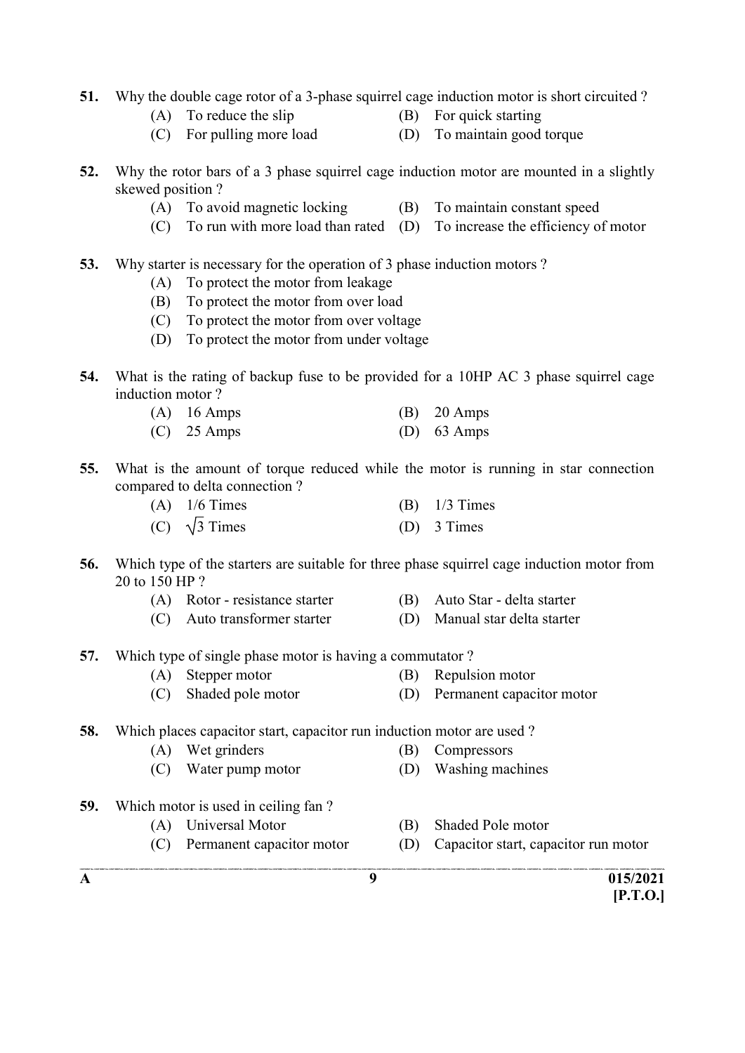51. Why the double cage rotor of a 3-phase squirrel cage induction motor is short circuited ?
    - (A) To reduce the slip
    - (B) For quick starting
    - (C) For pulling more load
    - (D) To maintain good torque

52. Why the rotor bars of a 3 phase squirrel cage induction motor are mounted in a slightly skewed position ?
    - (A) To avoid magnetic locking
    - (B) To maintain constant speed
    - (C) To run with more load than rated
    - (D) To increase the efficiency of motor

53. Why starter is necessary for the operation of 3 phase induction motors ?
    - (A) To protect the motor from leakage
    - (B) To protect the motor from over load
    - (C) To protect the motor from over voltage
    - (D) To protect the motor from under voltage

54. What is the rating of backup fuse to be provided for a 10HP AC 3 phase squirrel cage induction motor ?
    - (A) 16 Amps
    - (B) 20 Amps
    - (C) 25 Amps
    - (D) 63 Amps

55. What is the amount of torque reduced while the motor is running in star connection compared to delta connection ?
    - (A) 1/6 Times
    - (B) 1/3 Times
    - (C) $\sqrt{3}$ Times
    - (D) 3 Times

56. Which type of the starters are suitable for three phase squirrel cage induction motor from 20 to 150 HP ?
    - (A) Rotor - resistance starter
    - (B) Auto Star - delta starter
    - (C) Auto transformer starter
    - (D) Manual star delta starter

57. Which type of single phase motor is having a commutator ?
    - (A) Stepper motor
    - (B) Repulsion motor
    - (C) Shaded pole motor
    - (D) Permanent capacitor motor

58. Which places capacitor start, capacitor run induction motor are used ?
    - (A) Wet grinders
    - (B) Compressors
    - (C) Water pump motor
    - (D) Washing machines

59. Which motor is used in ceiling fan ?
    - (A) Universal Motor
    - (B) Shaded Pole motor
    - (C) Permanent capacitor motor
    - (D) Capacitor start, capacitor run motor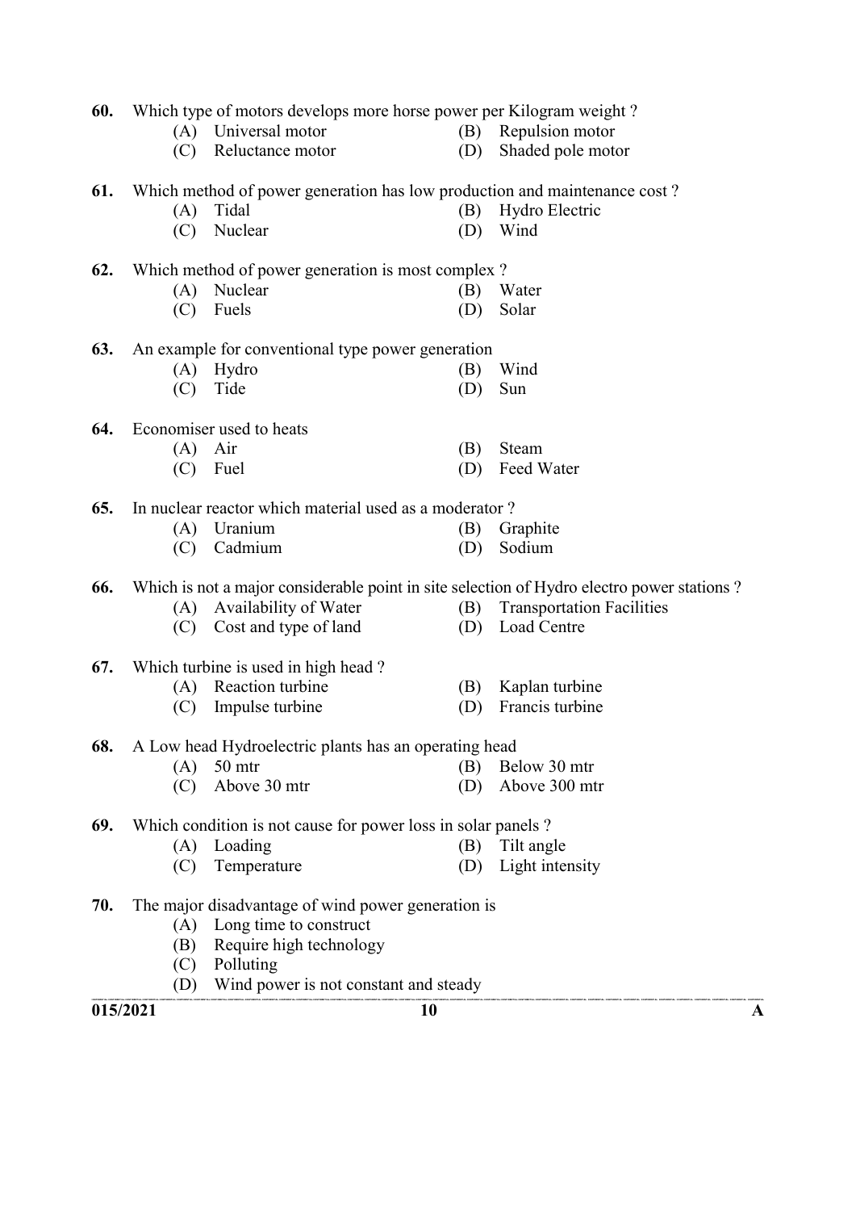60. Which type of motors develops more horse power per Kilogram weight ?

(A) Universal motor
(B) Repulsion motor
(C) Reluctance motor
(D) Shaded pole motor

61. Which method of power generation has low production and maintenance cost ?

(A) Tidal
(B) Hydro Electric
(C) Nuclear
(D) Wind

62. Which method of power generation is most complex ?

(A) Nuclear
(B) Water
(C) Fuels
(D) Solar

63. An example for conventional type power generation

(A) Hydro
(B) Wind
(C) Tide
(D) Sun

64. Economiser used to heats

(A) Air
(B) Steam
(C) Fuel
(D) Feed Water

65. In nuclear reactor which material used as a moderator ?

(A) Uranium
(B) Graphite
(C) Cadmium
(D) Sodium

66. Which is not a major considerable point in site selection of Hydro electro power stations ?

(A) Availability of Water
(B) Transportation Facilities
(C) Cost and type of land
(D) Load Centre

67. Which turbine is used in high head ?

(A) Reaction turbine
(B) Kaplan turbine
(C) Impulse turbine
(D) Francis turbine

68. A Low head Hydroelectric plants has an operating head

(A) 50 mtr
(B) Below 30 mtr
(C) Above 30 mtr
(D) Above 300 mtr

69. Which condition is not cause for power loss in solar panels ?

(A) Loading
(B) Tilt angle
(C) Temperature
(D) Light intensity

70. The major disadvantage of wind power generation is

(A) Long time to construct
(B) Require high technology
(C) Polluting
(D) Wind power is not constant and steady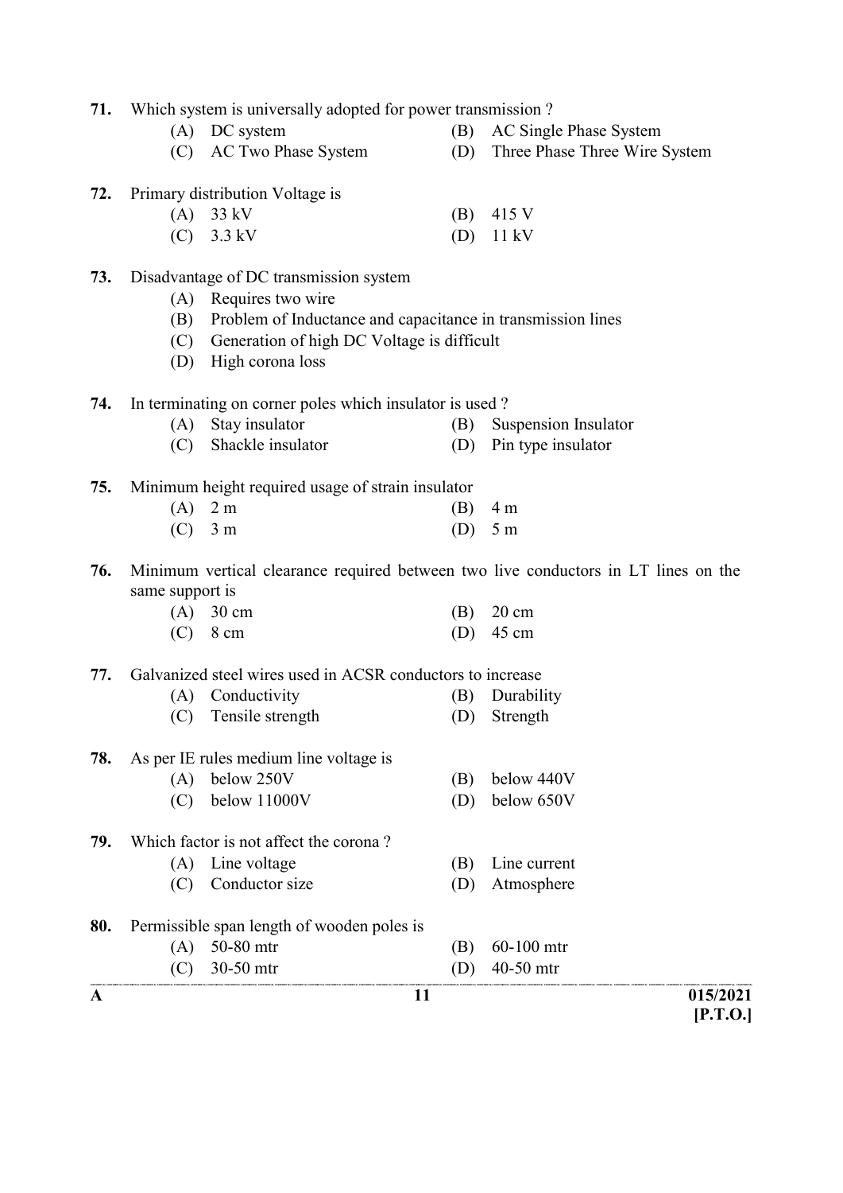71. Which system is universally adopted for power transmission ?

(A) DC system
(B) AC Single Phase System
(C) AC Two Phase System
(D) Three Phase Three Wire System

72. Primary distribution Voltage is

(A) 33 kV
(B) 415 V
(C) 3.3 kV
(D) 11 kV

73. Disadvantage of DC transmission system

(A) Requires two wire
(B) Problem of Inductance and capacitance in transmission lines
(C) Generation of high DC Voltage is difficult
(D) High corona loss

74. In terminating on corner poles which insulator is used ?

(A) Stay insulator
(B) Suspension Insulator
(C) Shackle insulator
(D) Pin type insulator

75. Minimum height required usage of strain insulator

(A) 2 m
(B) 4 m
(C) 3 m
(D) 5 m

76. Minimum vertical clearance required between two live conductors in LT lines on the same support is

(A) 30 cm
(B) 20 cm
(C) 8 cm
(D) 45 cm

77. Galvanized steel wires used in ACSR conductors to increase

(A) Conductivity
(B) Durability
(C) Tensile strength
(D) Strength

78. As per IE rules medium line voltage is

(A) below 250V
(B) below 440V
(C) below 11000V
(D) below 650V

79. Which factor is not affect the corona ?

(A) Line voltage
(B) Line current
(C) Conductor size
(D) Atmosphere

80. Permissible span length of wooden poles is

(A) 50-80 mtr
(B) 60-100 mtr
(C) 30-50 mtr
(D) 40-50 mtr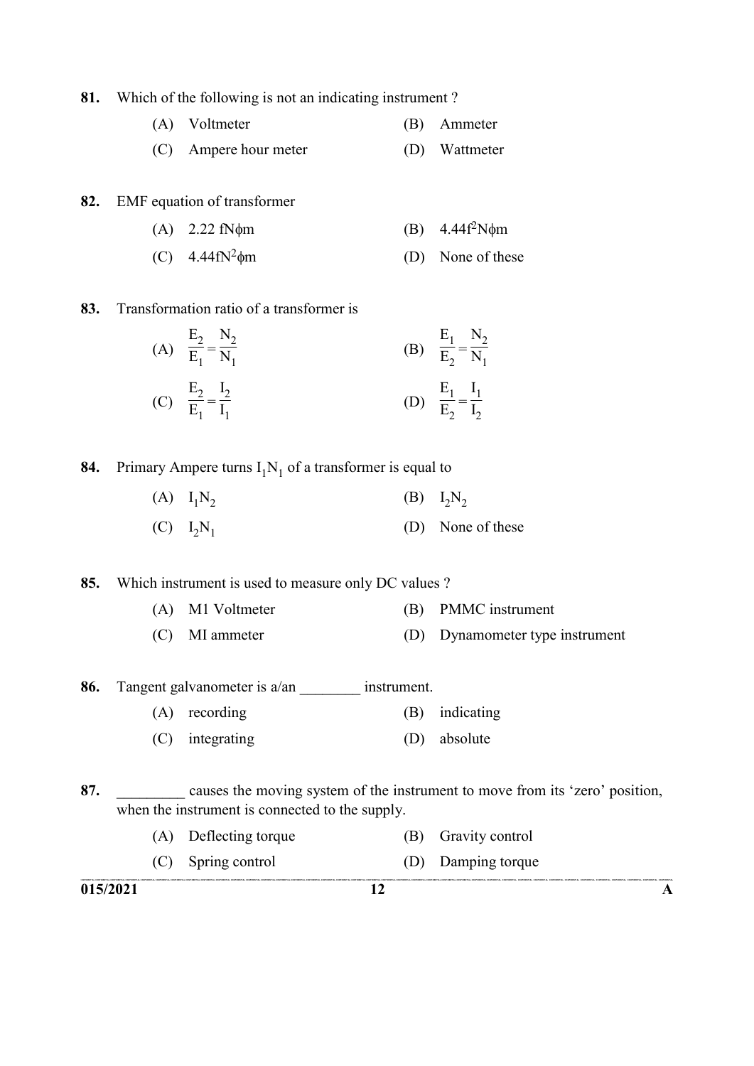81. Which of the following is not an indicating instrument ?

(A) Voltmeter
(B) Ammeter
(C) Ampere hour meter
(D) Wattmeter

82. EMF equation of transformer

(A) 2.22 fNϕm
(B) $4.44f^2N\phi m$
(C) $4.44fN^2\phi m$
(D) None of these

83. Transformation ratio of a transformer is

(A) $\frac{E_2}{E_1} = \frac{N_2}{N_1}$
(B) $\frac{E_1}{E_2} = \frac{N_2}{N_1}$
(C) $\frac{E_2}{E_1} = \frac{I_2}{I_1}$
(D) $\frac{E_1}{E_2} = \frac{I_1}{I_2}$

84. Primary Ampere turns $I_1N_1$ of a transformer is equal to

(A) $I_1N_2$
(B) $I_2N_2$
(C) $I_2N_1$
(D) None of these

85. Which instrument is used to measure only DC values ?

(A) M1 Voltmeter
(B) PMMC instrument
(C) MI ammeter
(D) Dynamometer type instrument

86. Tangent galvanometer is a/an ________ instrument.

(A) recording
(B) indicating
(C) integrating
(D) absolute

87. _________ causes the moving system of the instrument to move from its 'zero' position, when the instrument is connected to the supply.

(A) Deflecting torque
(B) Gravity control
(C) Spring control
(D) Damping torque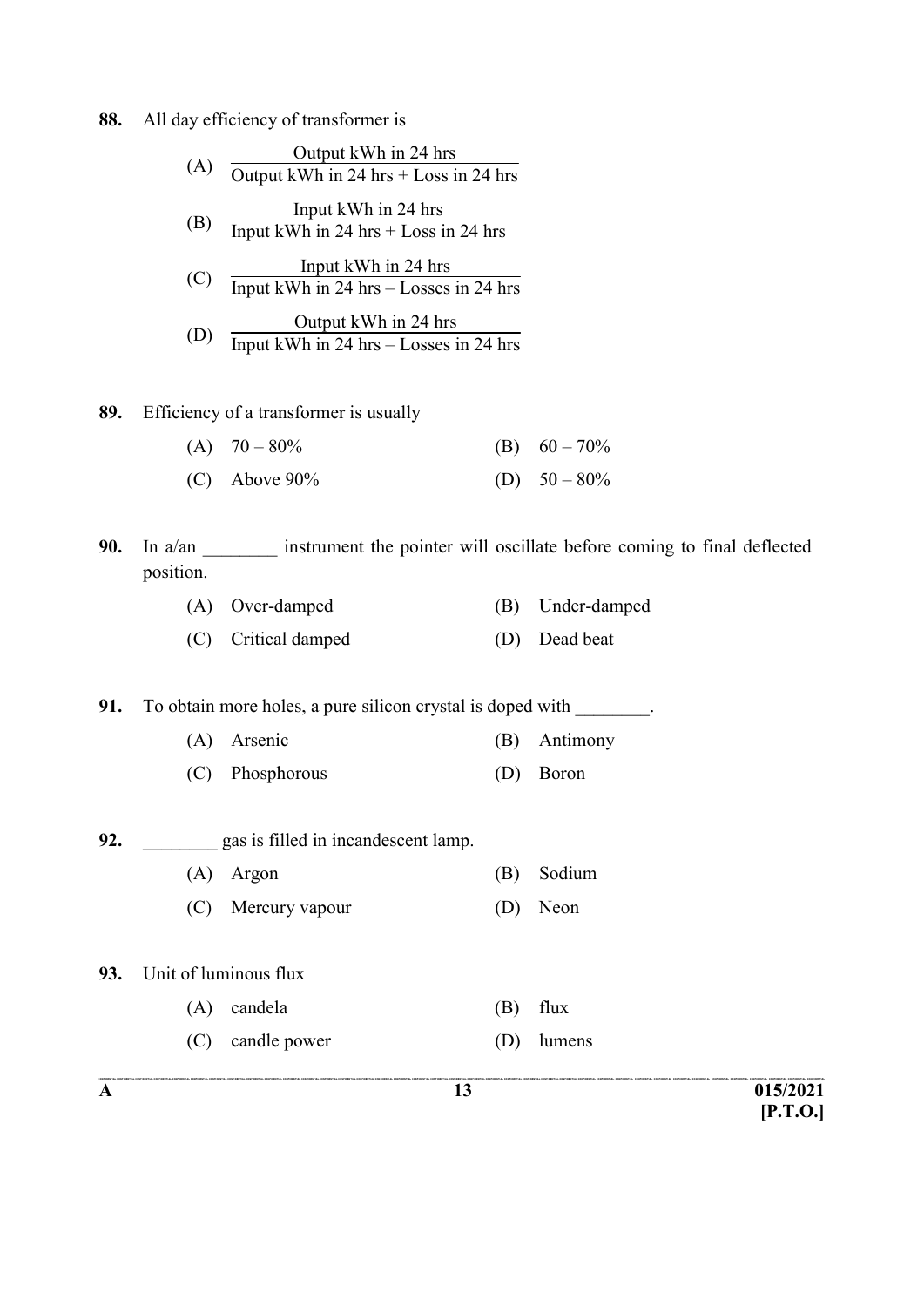88. All day efficiency of transformer is

(A) $\frac{\text{Output kWh in 24 hrs}}{\text{Output kWh in 24 hrs + Loss in 24 hrs}}$

(B) $\frac{\text{Input kWh in 24 hrs}}{\text{Input kWh in 24 hrs + Loss in 24 hrs}}$

(C) $\frac{\text{Input kWh in 24 hrs}}{\text{Input kWh in 24 hrs – Losses in 24 hrs}}$

(D) $\frac{\text{Output kWh in 24 hrs}}{\text{Input kWh in 24 hrs – Losses in 24 hrs}}$

89. Efficiency of a transformer is usually

(A) 70 – 80%
(B) 60 – 70%
(C) Above 90%
(D) 50 – 80%

90. In a/an ________ instrument the pointer will oscillate before coming to final deflected position.

(A) Over-damped
(B) Under-damped
(C) Critical damped
(D) Dead beat

91. To obtain more holes, a pure silicon crystal is doped with ________.

(A) Arsenic
(B) Antimony
(C) Phosphorous
(D) Boron

92. ________ gas is filled in incandescent lamp.

(A) Argon
(B) Sodium
(C) Mercury vapour
(D) Neon

93. Unit of luminous flux

(A) candela
(B) flux
(C) candle power
(D) lumens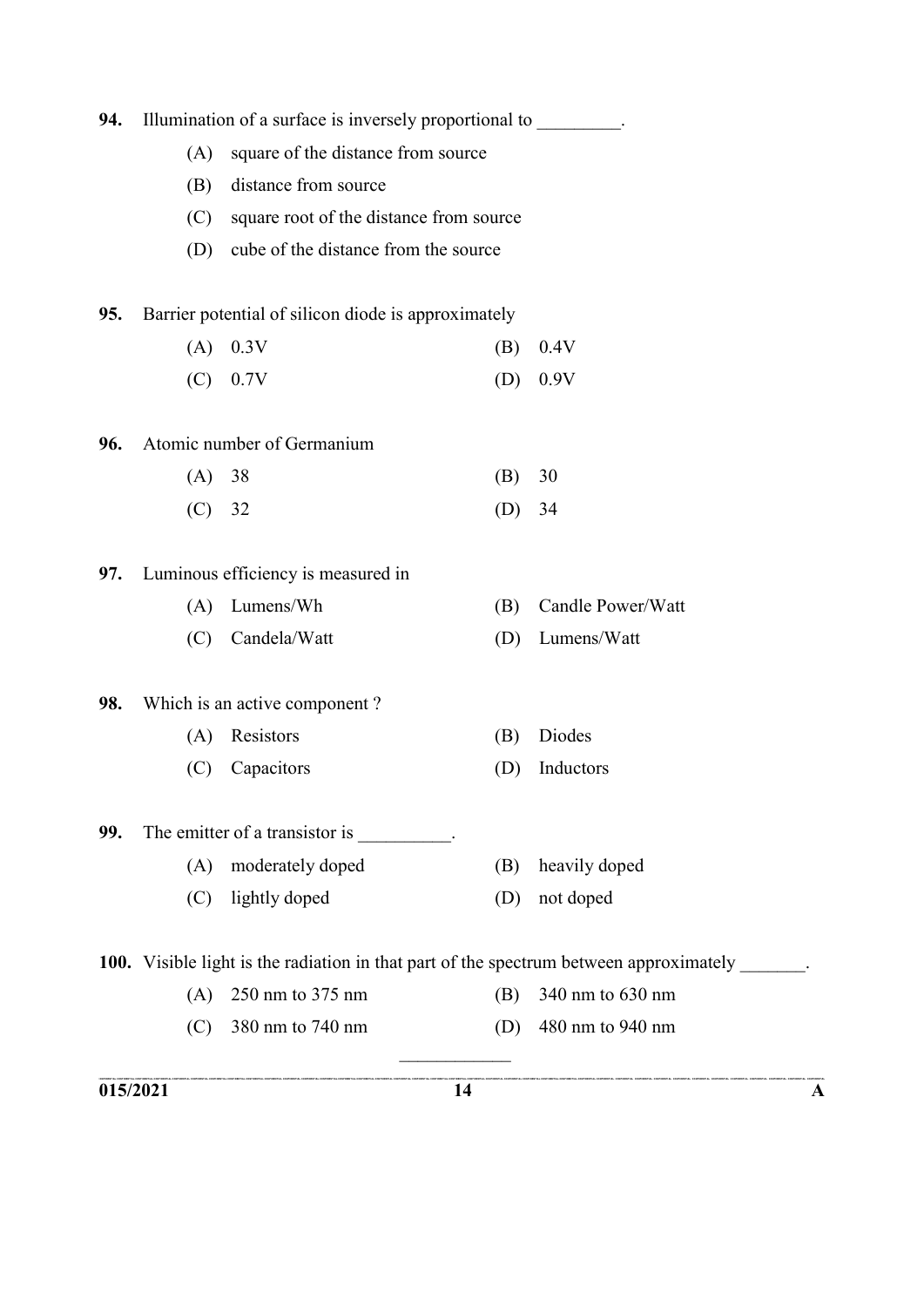**94.** Illumination of a surface is inversely proportional to _________.

(A) square of the distance from source

(B) distance from source

(C) square root of the distance from source

(D) cube of the distance from the source

**95.** Barrier potential of silicon diode is approximately

(A) 0.3V

(B) 0.4V

(C) 0.7V

(D) 0.9V

**96.** Atomic number of Germanium

(A) 38

(B) 30

(C) 32

(D) 34

**97.** Luminous efficiency is measured in

(A) Lumens/Wh

(B) Candle Power/Watt

(C) Candela/Watt

(D) Lumens/Watt

**98.** Which is an active component ?

(A) Resistors

(B) Diodes

(C) Capacitors

(D) Inductors

**99.** The emitter of a transistor is __________.

(A) moderately doped

(B) heavily doped

(C) lightly doped

(D) not doped

**100.** Visible light is the radiation in that part of the spectrum between approximately _______.

(A) 250 nm to 375 nm

(B) 340 nm to 630 nm

(C) 380 nm to 740 nm

(D) 480 nm to 940 nm

____________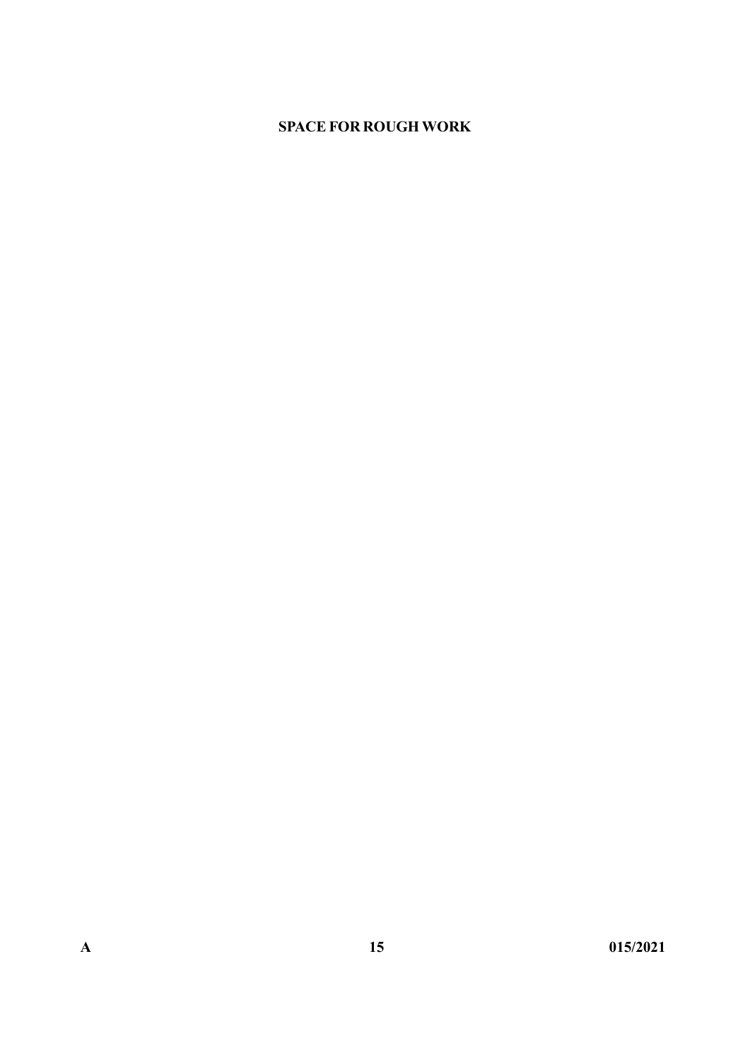**SPACE FOR ROUGH WORK**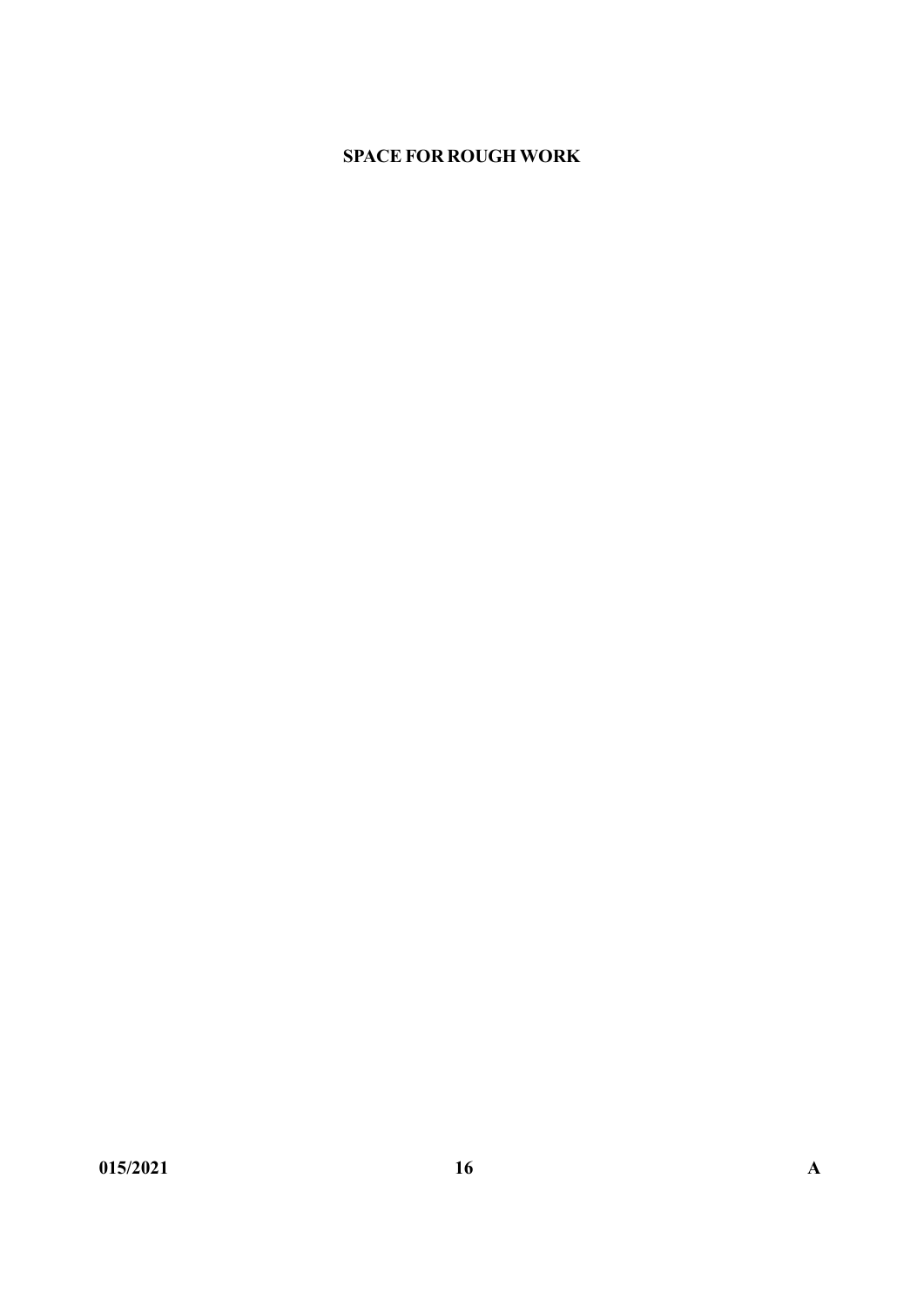**SPACE FOR ROUGH WORK**